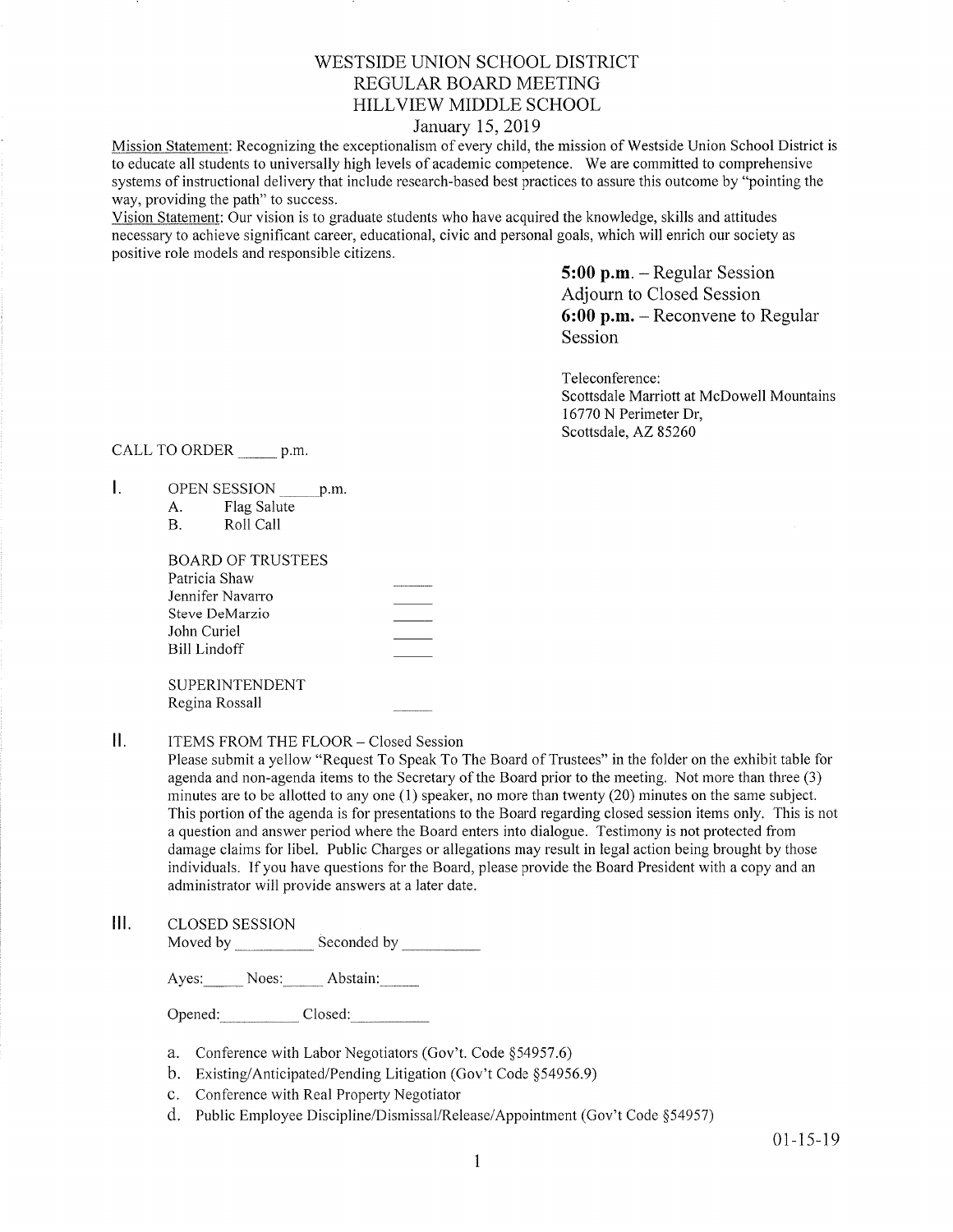# WESTSIDE UNION SCHOOL DISTRICT
## REGULAR BOARD MEETING
## HILLVIEW MIDDLE SCHOOL
### January 15, 2019

Mission Statement: Recognizing the exceptionalism of every child, the mission of Westside Union School District is to educate all students to universally high levels of academic competence. We are committed to comprehensive systems of instructional delivery that include research-based best practices to assure this outcome by "pointing the way, providing the path" to success.

Vision Statement: Our vision is to graduate students who have acquired the knowledge, skills and attitudes necessary to achieve significant career, educational, civic and personal goals, which will enrich our society as positive role models and responsible citizens.

**5:00 p.m.** – Regular Session
Adjourn to Closed Session
**6:00 p.m.** – Reconvene to Regular Session

Teleconference:
Scottsdale Marriott at McDowell Mountains
16770 N Perimeter Dr,
Scottsdale, AZ 85260

CALL TO ORDER _____ p.m.

I. OPEN SESSION _____ p.m.
   A. Flag Salute
   B. Roll Call

   BOARD OF TRUSTEES
   Patricia Shaw _____
   Jennifer Navarro _____
   Steve DeMarzio _____
   John Curiel _____
   Bill Lindoff _____

   SUPERINTENDENT
   Regina Rossall _____

II. ITEMS FROM THE FLOOR – Closed Session

Please submit a yellow "Request To Speak To The Board of Trustees" in the folder on the exhibit table for agenda and non-agenda items to the Secretary of the Board prior to the meeting. Not more than three (3) minutes are to be allotted to any one (1) speaker, no more than twenty (20) minutes on the same subject. This portion of the agenda is for presentations to the Board regarding closed session items only. This is not a question and answer period where the Board enters into dialogue. Testimony is not protected from damage claims for libel. Public Charges or allegations may result in legal action being brought by those individuals. If you have questions for the Board, please provide the Board President with a copy and an administrator will provide answers at a later date.

III. CLOSED SESSION

Moved by __________ Seconded by __________

Ayes:_____ Noes:_____ Abstain:_____

Opened:__________ Closed:__________

a. Conference with Labor Negotiators (Gov't. Code §54957.6)
b. Existing/Anticipated/Pending Litigation (Gov't Code §54956.9)
c. Conference with Real Property Negotiator
d. Public Employee Discipline/Dismissal/Release/Appointment (Gov't Code §54957)

01-15-19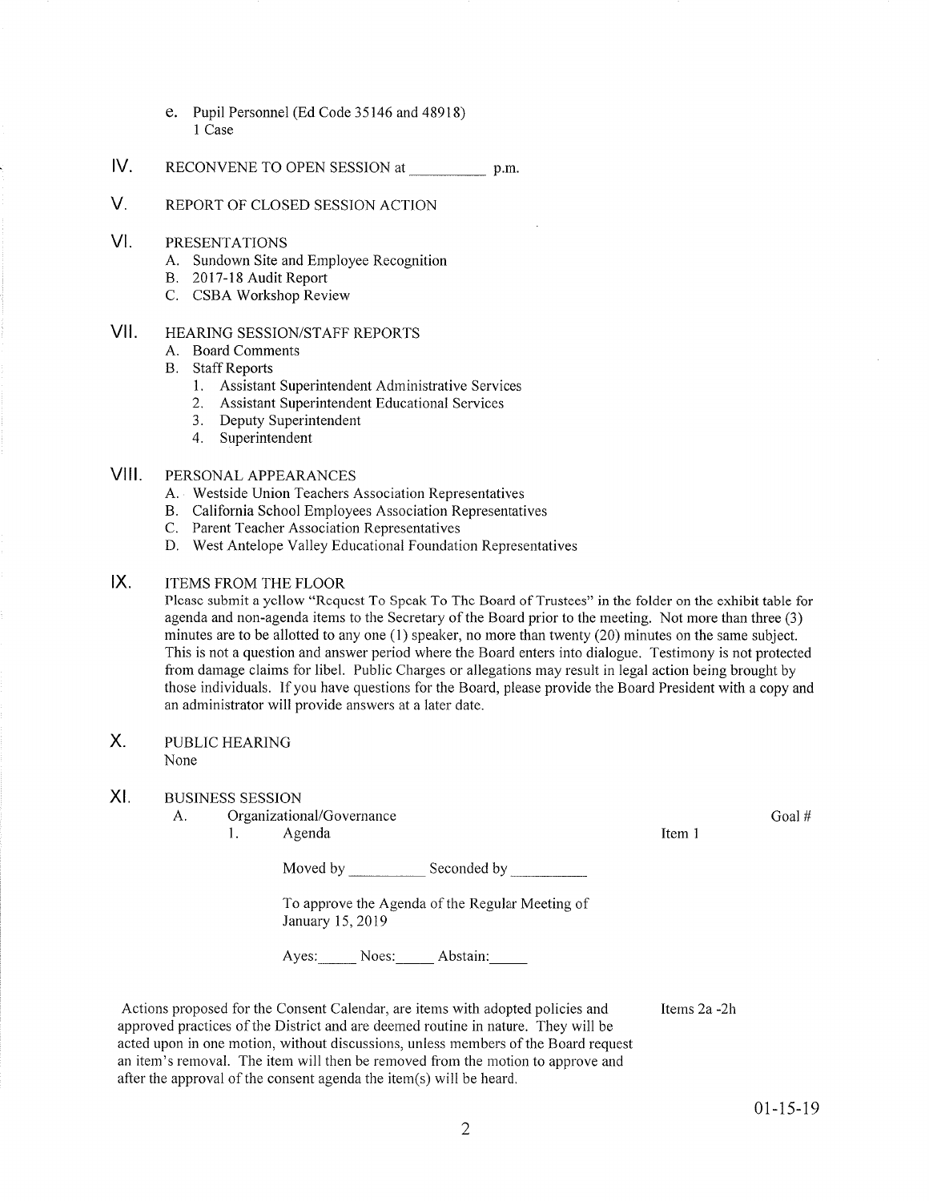e. Pupil Personnel (Ed Code 35146 and 48918)
   1 Case

## IV. RECONVENE TO OPEN SESSION at __________ p.m.

## V. REPORT OF CLOSED SESSION ACTION

## VI. PRESENTATIONS

A. Sundown Site and Employee Recognition
B. 2017-18 Audit Report
C. CSBA Workshop Review

## VII. HEARING SESSION/STAFF REPORTS

A. Board Comments
B. Staff Reports
   1. Assistant Superintendent Administrative Services
   2. Assistant Superintendent Educational Services
   3. Deputy Superintendent
   4. Superintendent

## VIII. PERSONAL APPEARANCES

A. Westside Union Teachers Association Representatives
B. California School Employees Association Representatives
C. Parent Teacher Association Representatives
D. West Antelope Valley Educational Foundation Representatives

## IX. ITEMS FROM THE FLOOR

Please submit a yellow "Request To Speak To The Board of Trustees" in the folder on the exhibit table for agenda and non-agenda items to the Secretary of the Board prior to the meeting. Not more than three (3) minutes are to be allotted to any one (1) speaker, no more than twenty (20) minutes on the same subject. This is not a question and answer period where the Board enters into dialogue. Testimony is not protected from damage claims for libel. Public Charges or allegations may result in legal action being brought by those individuals. If you have questions for the Board, please provide the Board President with a copy and an administrator will provide answers at a later date.

## X. PUBLIC HEARING

None

## XI. BUSINESS SESSION

A. Organizational/Governance — Goal #

1. Agenda — Item 1

   Moved by __________ Seconded by __________

   To approve the Agenda of the Regular Meeting of January 15, 2019

   Ayes:_____ Noes:_____ Abstain:_____

Actions proposed for the Consent Calendar, are items with adopted policies and approved practices of the District and are deemed routine in nature. They will be acted upon in one motion, without discussions, unless members of the Board request an item's removal. The item will then be removed from the motion to approve and after the approval of the consent agenda the item(s) will be heard. — Items 2a -2h

01-15-19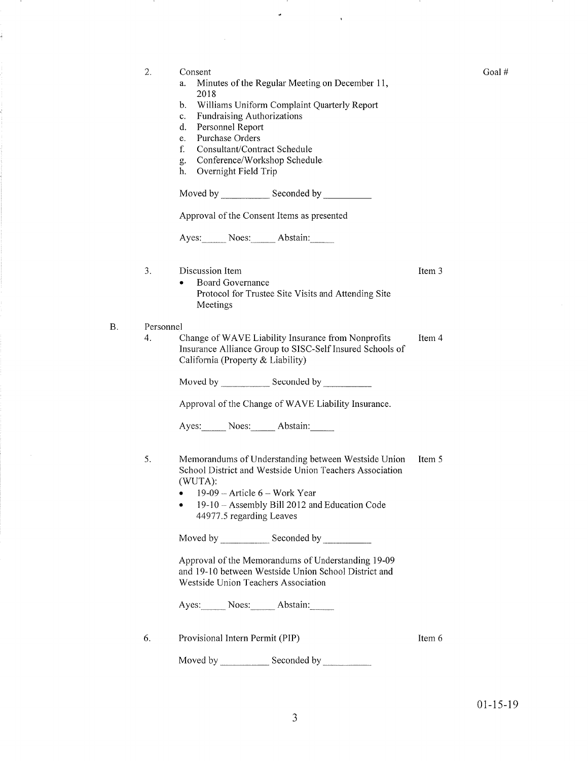Goal #

2. Consent
   a. Minutes of the Regular Meeting on December 11, 2018
   b. Williams Uniform Complaint Quarterly Report
   c. Fundraising Authorizations
   d. Personnel Report
   e. Purchase Orders
   f. Consultant/Contract Schedule
   g. Conference/Workshop Schedule
   h. Overnight Field Trip

   Moved by __________ Seconded by __________

   Approval of the Consent Items as presented

   Ayes:_____ Noes:_____ Abstain:_____

3. Discussion Item — Item 3
   - Board Governance
     Protocol for Trustee Site Visits and Attending Site Meetings

B. Personnel

4. Change of WAVE Liability Insurance from Nonprofits Insurance Alliance Group to SISC-Self Insured Schools of California (Property & Liability) — Item 4

   Moved by __________ Seconded by __________

   Approval of the Change of WAVE Liability Insurance.

   Ayes:_____ Noes:_____ Abstain:_____

5. Memorandums of Understanding between Westside Union School District and Westside Union Teachers Association (WUTA): — Item 5
   - 19-09 – Article 6 – Work Year
   - 19-10 – Assembly Bill 2012 and Education Code 44977.5 regarding Leaves

   Moved by __________ Seconded by __________

   Approval of the Memorandums of Understanding 19-09 and 19-10 between Westside Union School District and Westside Union Teachers Association

   Ayes:_____ Noes:_____ Abstain:_____

6. Provisional Intern Permit (PIP) — Item 6

   Moved by __________ Seconded by __________

01-15-19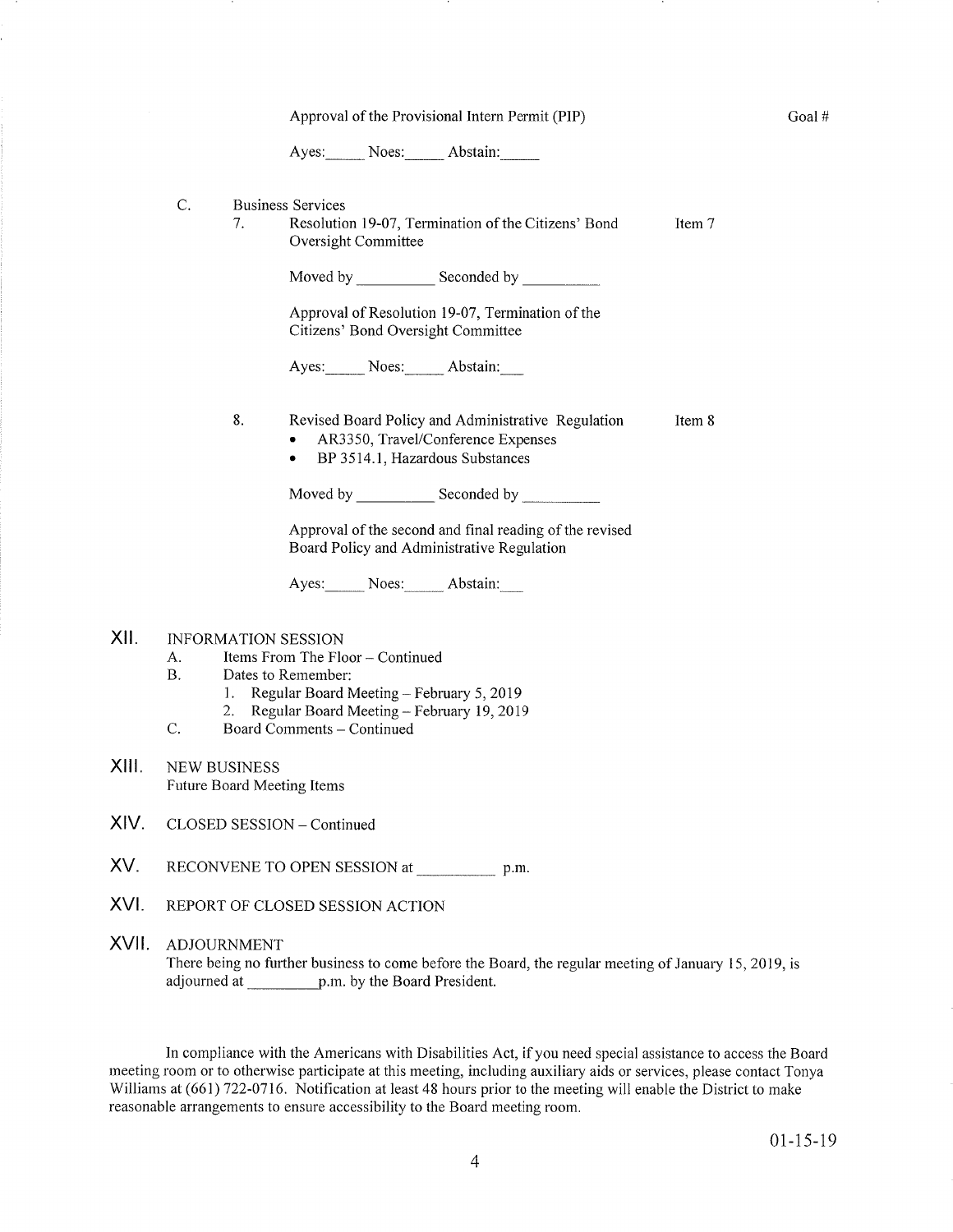Approval of the Provisional Intern Permit (PIP) Goal #

Ayes:_____ Noes:_____ Abstain:_____

C. Business Services

7. Resolution 19-07, Termination of the Citizens' Bond Oversight Committee — Item 7

Moved by __________ Seconded by __________

Approval of Resolution 19-07, Termination of the Citizens' Bond Oversight Committee

Ayes:_____ Noes:_____ Abstain:___

8. Revised Board Policy and Administrative Regulation — Item 8

- AR3350, Travel/Conference Expenses
- BP 3514.1, Hazardous Substances

Moved by __________ Seconded by __________

Approval of the second and final reading of the revised Board Policy and Administrative Regulation

Ayes:_____ Noes:_____ Abstain:___

## XII. INFORMATION SESSION

A. Items From The Floor – Continued

B. Dates to Remember:

1. Regular Board Meeting – February 5, 2019
2. Regular Board Meeting – February 19, 2019

C. Board Comments – Continued

## XIII. NEW BUSINESS

Future Board Meeting Items

## XIV. CLOSED SESSION – Continued

## XV. RECONVENE TO OPEN SESSION at __________ p.m.

## XVI. REPORT OF CLOSED SESSION ACTION

## XVII. ADJOURNMENT

There being no further business to come before the Board, the regular meeting of January 15, 2019, is adjourned at _________p.m. by the Board President.

In compliance with the Americans with Disabilities Act, if you need special assistance to access the Board meeting room or to otherwise participate at this meeting, including auxiliary aids or services, please contact Tonya Williams at (661) 722-0716. Notification at least 48 hours prior to the meeting will enable the District to make reasonable arrangements to ensure accessibility to the Board meeting room.

01-15-19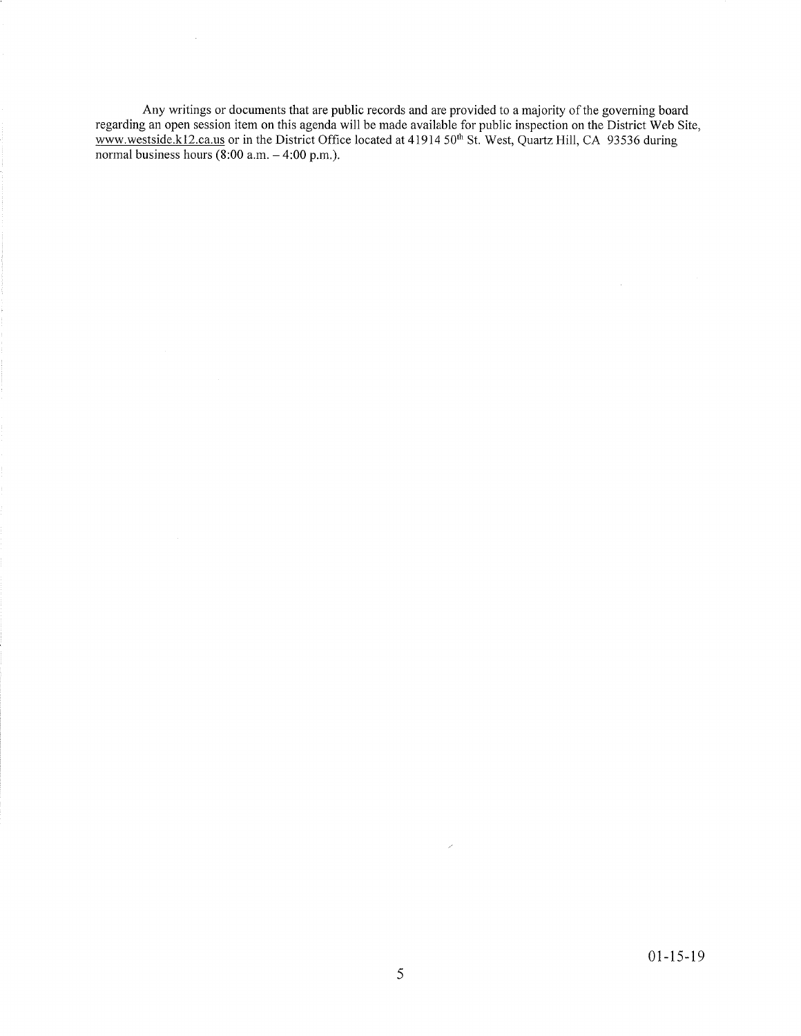Any writings or documents that are public records and are provided to a majority of the governing board regarding an open session item on this agenda will be made available for public inspection on the District Web Site, www.westside.k12.ca.us or in the District Office located at 41914 50th St. West, Quartz Hill, CA 93536 during normal business hours (8:00 a.m. – 4:00 p.m.).

01-15-19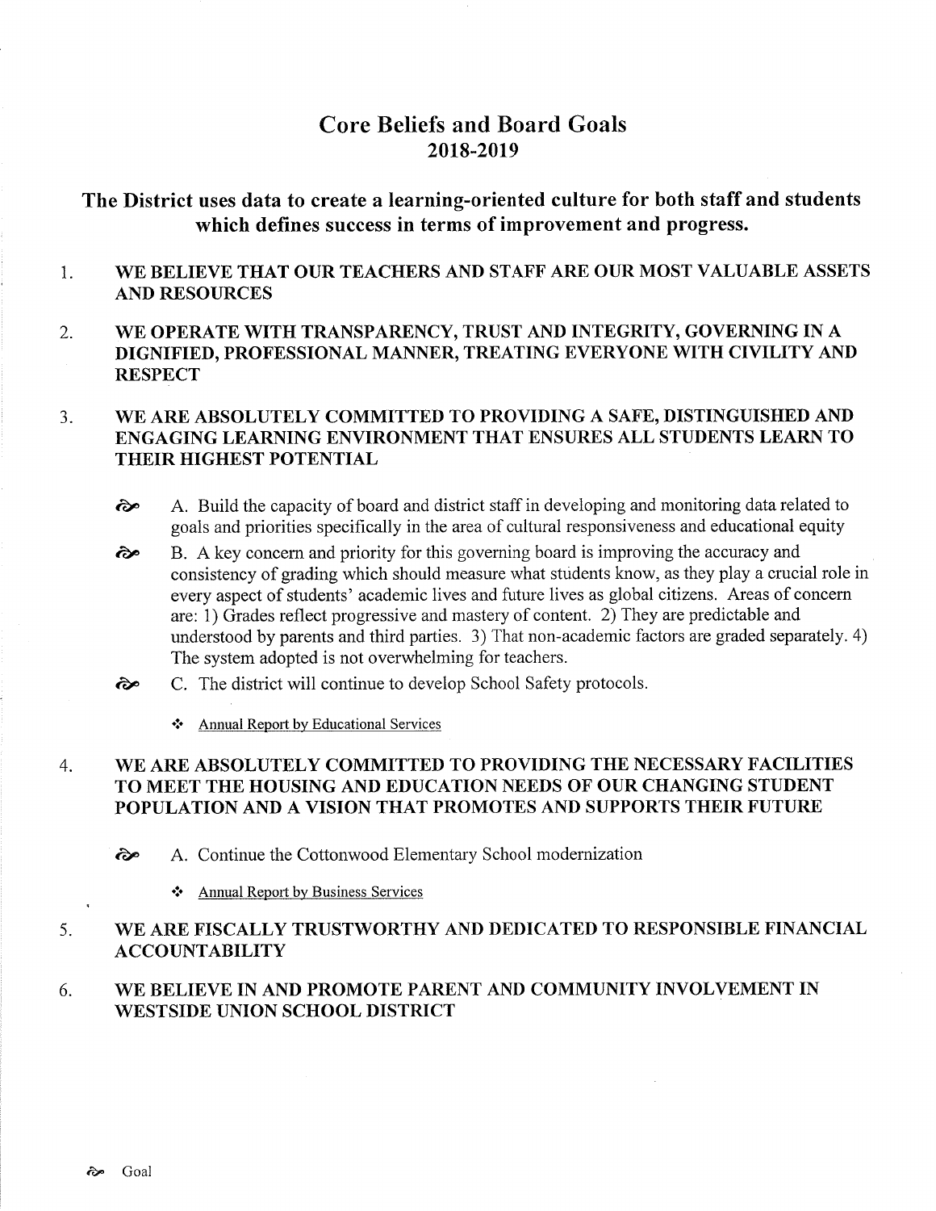# Core Beliefs and Board Goals
# 2018-2019

## The District uses data to create a learning-oriented culture for both staff and students which defines success in terms of improvement and progress.

1. **WE BELIEVE THAT OUR TEACHERS AND STAFF ARE OUR MOST VALUABLE ASSETS AND RESOURCES**

2. **WE OPERATE WITH TRANSPARENCY, TRUST AND INTEGRITY, GOVERNING IN A DIGNIFIED, PROFESSIONAL MANNER, TREATING EVERYONE WITH CIVILITY AND RESPECT**

3. **WE ARE ABSOLUTELY COMMITTED TO PROVIDING A SAFE, DISTINGUISHED AND ENGAGING LEARNING ENVIRONMENT THAT ENSURES ALL STUDENTS LEARN TO THEIR HIGHEST POTENTIAL**

   - ⚘ A. Build the capacity of board and district staff in developing and monitoring data related to goals and priorities specifically in the area of cultural responsiveness and educational equity
   - ⚘ B. A key concern and priority for this governing board is improving the accuracy and consistency of grading which should measure what students know, as they play a crucial role in every aspect of students' academic lives and future lives as global citizens. Areas of concern are: 1) Grades reflect progressive and mastery of content. 2) They are predictable and understood by parents and third parties. 3) That non-academic factors are graded separately. 4) The system adopted is not overwhelming for teachers.
   - ⚘ C. The district will continue to develop School Safety protocols.
     - ❖ Annual Report by Educational Services

4. **WE ARE ABSOLUTELY COMMITTED TO PROVIDING THE NECESSARY FACILITIES TO MEET THE HOUSING AND EDUCATION NEEDS OF OUR CHANGING STUDENT POPULATION AND A VISION THAT PROMOTES AND SUPPORTS THEIR FUTURE**

   - ⚘ A. Continue the Cottonwood Elementary School modernization
     - ❖ Annual Report by Business Services

5. **WE ARE FISCALLY TRUSTWORTHY AND DEDICATED TO RESPONSIBLE FINANCIAL ACCOUNTABILITY**

6. **WE BELIEVE IN AND PROMOTE PARENT AND COMMUNITY INVOLVEMENT IN WESTSIDE UNION SCHOOL DISTRICT**

⚘ Goal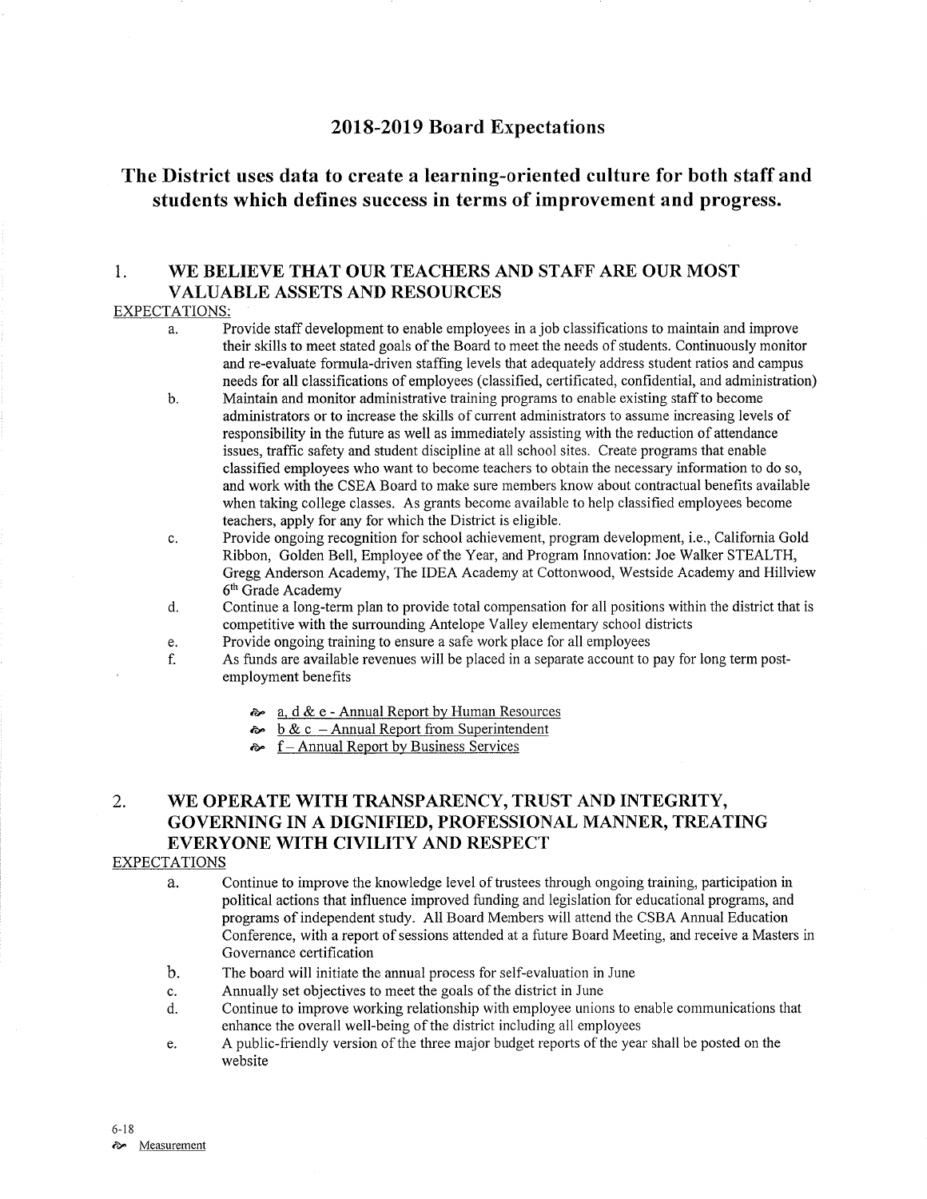# 2018-2019 Board Expectations

## The District uses data to create a learning-oriented culture for both staff and students which defines success in terms of improvement and progress.

### 1. WE BELIEVE THAT OUR TEACHERS AND STAFF ARE OUR MOST VALUABLE ASSETS AND RESOURCES

EXPECTATIONS:

a. Provide staff development to enable employees in a job classifications to maintain and improve their skills to meet stated goals of the Board to meet the needs of students. Continuously monitor and re-evaluate formula-driven staffing levels that adequately address student ratios and campus needs for all classifications of employees (classified, certificated, confidential, and administration)

b. Maintain and monitor administrative training programs to enable existing staff to become administrators or to increase the skills of current administrators to assume increasing levels of responsibility in the future as well as immediately assisting with the reduction of attendance issues, traffic safety and student discipline at all school sites. Create programs that enable classified employees who want to become teachers to obtain the necessary information to do so, and work with the CSEA Board to make sure members know about contractual benefits available when taking college classes. As grants become available to help classified employees become teachers, apply for any for which the District is eligible.

c. Provide ongoing recognition for school achievement, program development, i.e., California Gold Ribbon, Golden Bell, Employee of the Year, and Program Innovation: Joe Walker STEALTH, Gregg Anderson Academy, The IDEA Academy at Cottonwood, Westside Academy and Hillview 6th Grade Academy

d. Continue a long-term plan to provide total compensation for all positions within the district that is competitive with the surrounding Antelope Valley elementary school districts

e. Provide ongoing training to ensure a safe work place for all employees

f. As funds are available revenues will be placed in a separate account to pay for long term post-employment benefits

- a, d & e - Annual Report by Human Resources
- b & c – Annual Report from Superintendent
- f – Annual Report by Business Services

### 2. WE OPERATE WITH TRANSPARENCY, TRUST AND INTEGRITY, GOVERNING IN A DIGNIFIED, PROFESSIONAL MANNER, TREATING EVERYONE WITH CIVILITY AND RESPECT

EXPECTATIONS

a. Continue to improve the knowledge level of trustees through ongoing training, participation in political actions that influence improved funding and legislation for educational programs, and programs of independent study. All Board Members will attend the CSBA Annual Education Conference, with a report of sessions attended at a future Board Meeting, and receive a Masters in Governance certification

b. The board will initiate the annual process for self-evaluation in June

c. Annually set objectives to meet the goals of the district in June

d. Continue to improve working relationship with employee unions to enable communications that enhance the overall well-being of the district including all employees

e. A public-friendly version of the three major budget reports of the year shall be posted on the website

6-18

Measurement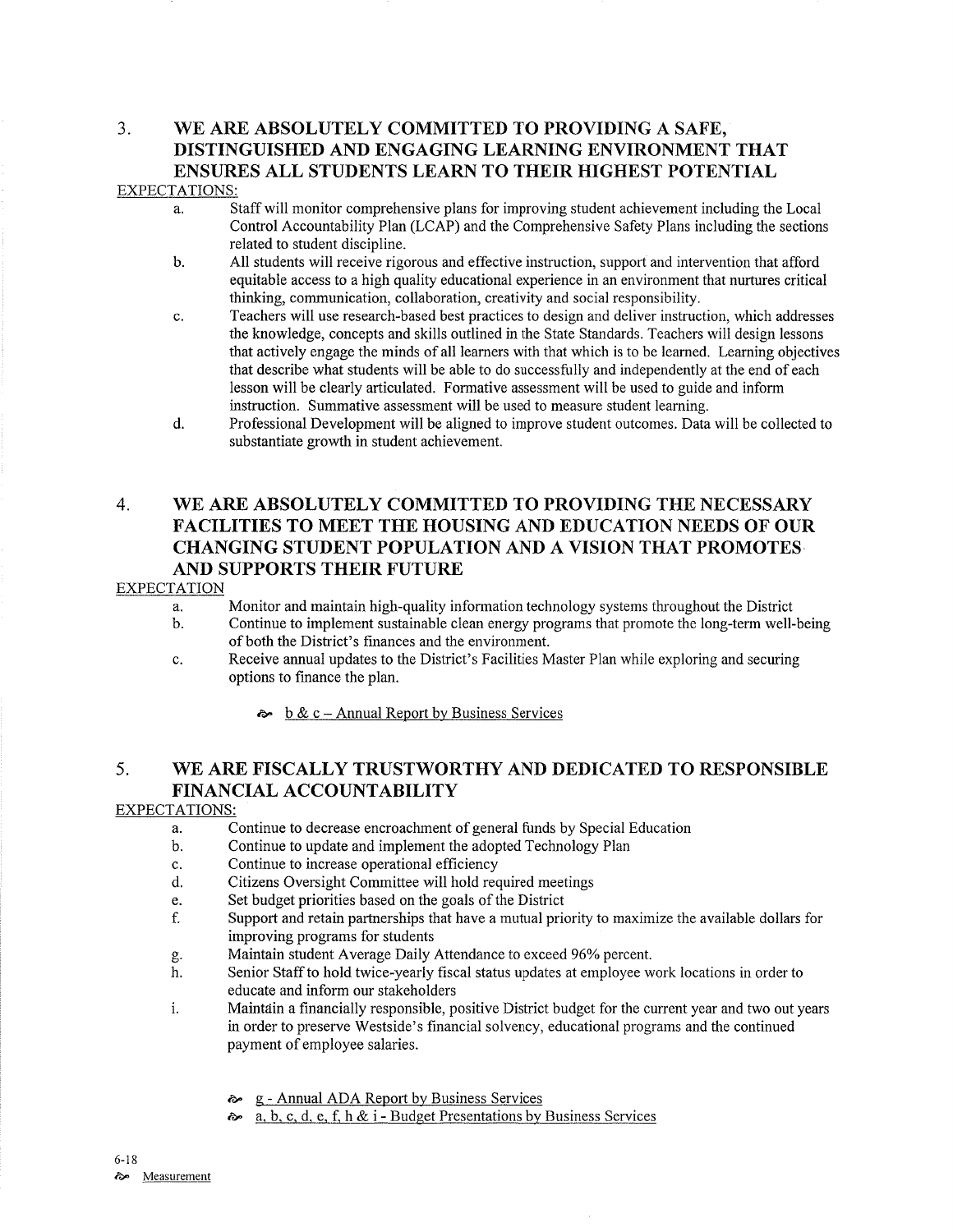## 3. WE ARE ABSOLUTELY COMMITTED TO PROVIDING A SAFE, DISTINGUISHED AND ENGAGING LEARNING ENVIRONMENT THAT ENSURES ALL STUDENTS LEARN TO THEIR HIGHEST POTENTIAL

EXPECTATIONS:

a. Staff will monitor comprehensive plans for improving student achievement including the Local Control Accountability Plan (LCAP) and the Comprehensive Safety Plans including the sections related to student discipline.

b. All students will receive rigorous and effective instruction, support and intervention that afford equitable access to a high quality educational experience in an environment that nurtures critical thinking, communication, collaboration, creativity and social responsibility.

c. Teachers will use research-based best practices to design and deliver instruction, which addresses the knowledge, concepts and skills outlined in the State Standards. Teachers will design lessons that actively engage the minds of all learners with that which is to be learned. Learning objectives that describe what students will be able to do successfully and independently at the end of each lesson will be clearly articulated. Formative assessment will be used to guide and inform instruction. Summative assessment will be used to measure student learning.

d. Professional Development will be aligned to improve student outcomes. Data will be collected to substantiate growth in student achievement.

## 4. WE ARE ABSOLUTELY COMMITTED TO PROVIDING THE NECESSARY FACILITIES TO MEET THE HOUSING AND EDUCATION NEEDS OF OUR CHANGING STUDENT POPULATION AND A VISION THAT PROMOTES AND SUPPORTS THEIR FUTURE

EXPECTATION

a. Monitor and maintain high-quality information technology systems throughout the District

b. Continue to implement sustainable clean energy programs that promote the long-term well-being of both the District's finances and the environment.

c. Receive annual updates to the District's Facilities Master Plan while exploring and securing options to finance the plan.

- b & c – Annual Report by Business Services

## 5. WE ARE FISCALLY TRUSTWORTHY AND DEDICATED TO RESPONSIBLE FINANCIAL ACCOUNTABILITY

EXPECTATIONS:

a. Continue to decrease encroachment of general funds by Special Education

b. Continue to update and implement the adopted Technology Plan

c. Continue to increase operational efficiency

d. Citizens Oversight Committee will hold required meetings

e. Set budget priorities based on the goals of the District

f. Support and retain partnerships that have a mutual priority to maximize the available dollars for improving programs for students

g. Maintain student Average Daily Attendance to exceed 96% percent.

h. Senior Staff to hold twice-yearly fiscal status updates at employee work locations in order to educate and inform our stakeholders

i. Maintain a financially responsible, positive District budget for the current year and two out years in order to preserve Westside's financial solvency, educational programs and the continued payment of employee salaries.

- g - Annual ADA Report by Business Services
- a, b, c, d, e, f, h & i - Budget Presentations by Business Services

6-18

Measurement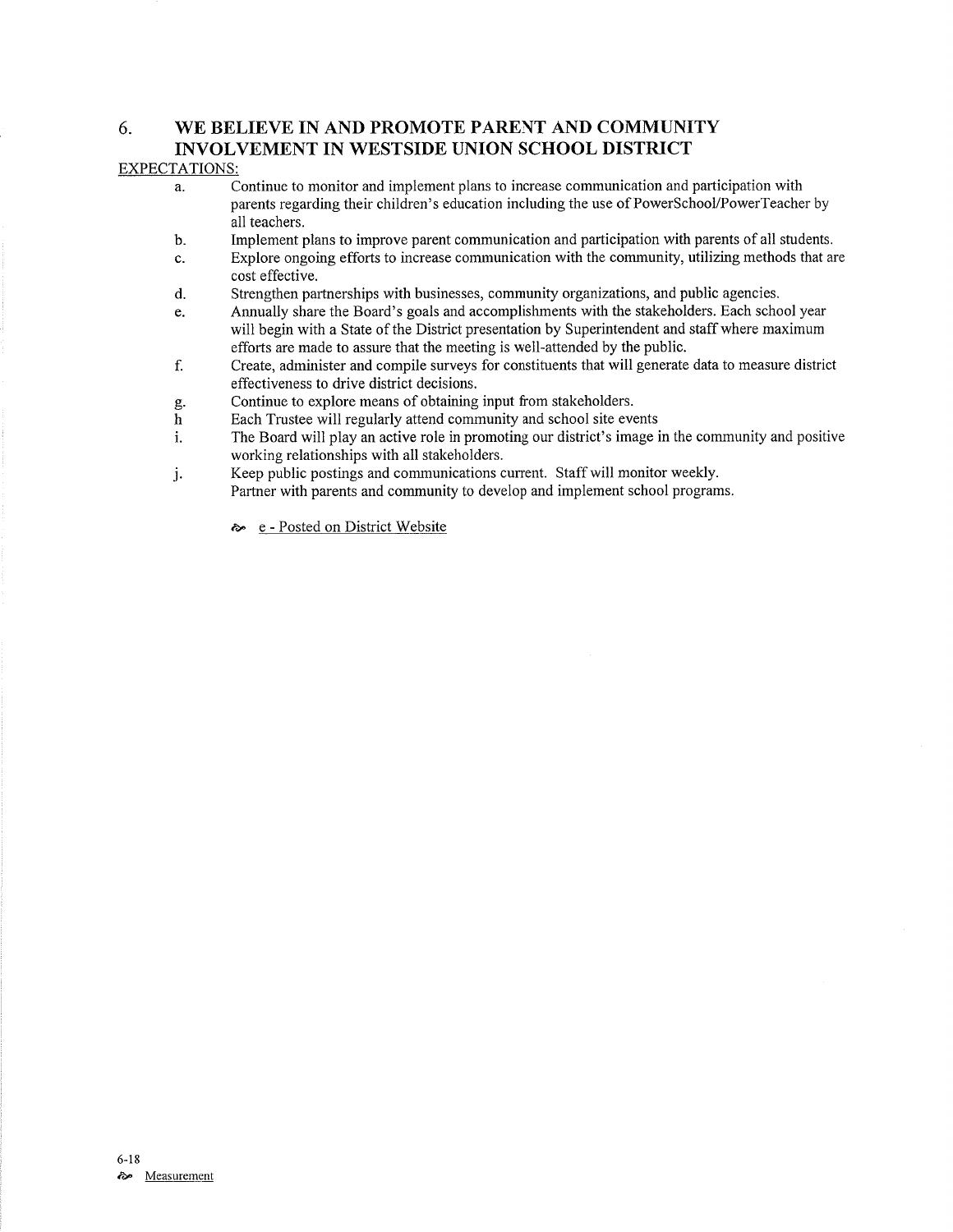## 6. WE BELIEVE IN AND PROMOTE PARENT AND COMMUNITY INVOLVEMENT IN WESTSIDE UNION SCHOOL DISTRICT

EXPECTATIONS:

a. Continue to monitor and implement plans to increase communication and participation with parents regarding their children's education including the use of PowerSchool/PowerTeacher by all teachers.

b. Implement plans to improve parent communication and participation with parents of all students.

c. Explore ongoing efforts to increase communication with the community, utilizing methods that are cost effective.

d. Strengthen partnerships with businesses, community organizations, and public agencies.

e. Annually share the Board's goals and accomplishments with the stakeholders. Each school year will begin with a State of the District presentation by Superintendent and staff where maximum efforts are made to assure that the meeting is well-attended by the public.

f. Create, administer and compile surveys for constituents that will generate data to measure district effectiveness to drive district decisions.

g. Continue to explore means of obtaining input from stakeholders.

h Each Trustee will regularly attend community and school site events

i. The Board will play an active role in promoting our district's image in the community and positive working relationships with all stakeholders.

j. Keep public postings and communications current. Staff will monitor weekly.
Partner with parents and community to develop and implement school programs.

    ☙ e - Posted on District Website

6-18

☙ Measurement